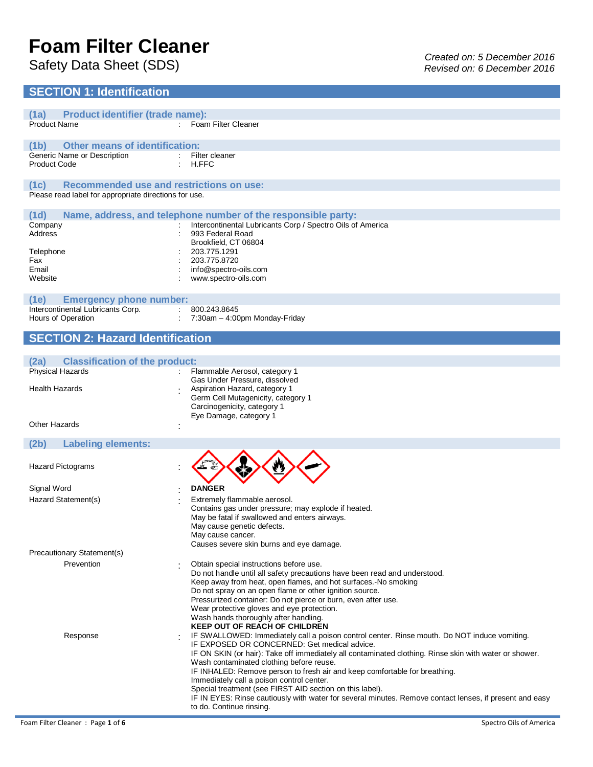# Foam Filter Cleaner

Safety Data Sheet (SDS)

*Created on: 5 December 2016*
*Revised on: 6 December 2016*

## SECTION 1: Identification

### (1a) Product identifier (trade name):

| | | |
|---|---|---|
| Product Name | : | Foam Filter Cleaner |

### (1b) Other means of identification:

| | | |
|---|---|---|
| Generic Name or Description | : | Filter cleaner |
| Product Code | : | H.FFC |

### (1c) Recommended use and restrictions on use:

Please read label for appropriate directions for use.

### (1d) Name, address, and telephone number of the responsible party:

| | | |
|---|---|---|
| Company | : | Intercontinental Lubricants Corp / Spectro Oils of America |
| Address | : | 993 Federal Road<br>Brookfield, CT 06804 |
| Telephone | : | 203.775.1291 |
| Fax | : | 203.775.8720 |
| Email | : | info@spectro-oils.com |
| Website | : | www.spectro-oils.com |

### (1e) Emergency phone number:

| | | |
|---|---|---|
| Intercontinental Lubricants Corp. | : | 800.243.8645 |
| Hours of Operation | : | 7:30am – 4:00pm Monday-Friday |

## SECTION 2: Hazard Identification

### (2a) Classification of the product:

| | | |
|---|---|---|
| Physical Hazards | : | Flammable Aerosol, category 1<br>Gas Under Pressure, dissolved |
| Health Hazards | : | Aspiration Hazard, category 1<br>Germ Cell Mutagenicity, category 1<br>Carcinogenicity, category 1<br>Eye Damage, category 1 |
| Other Hazards | : | |

### (2b) Labeling elements:

Hazard Pictograms :

Signal Word : **DANGER**

Hazard Statement(s) :
Extremely flammable aerosol.
Contains gas under pressure; may explode if heated.
May be fatal if swallowed and enters airways.
May cause genetic defects.
May cause cancer.
Causes severe skin burns and eye damage.

Precautionary Statement(s)

Prevention :
Obtain special instructions before use.
Do not handle until all safety precautions have been read and understood.
Keep away from heat, open flames, and hot surfaces.-No smoking
Do not spray on an open flame or other ignition source.
Pressurized container: Do not pierce or burn, even after use.
Wear protective gloves and eye protection.
Wash hands thoroughly after handling.
**KEEP OUT OF REACH OF CHILDREN**

Response :
IF SWALLOWED: Immediately call a poison control center. Rinse mouth. Do NOT induce vomiting.
IF EXPOSED OR CONCERNED: Get medical advice.
IF ON SKIN (or hair): Take off immediately all contaminated clothing. Rinse skin with water or shower. Wash contaminated clothing before reuse.
IF INHALED: Remove person to fresh air and keep comfortable for breathing.
Immediately call a poison control center.
Special treatment (see FIRST AID section on this label).
IF IN EYES: Rinse cautiously with water for several minutes. Remove contact lenses, if present and easy to do. Continue rinsing.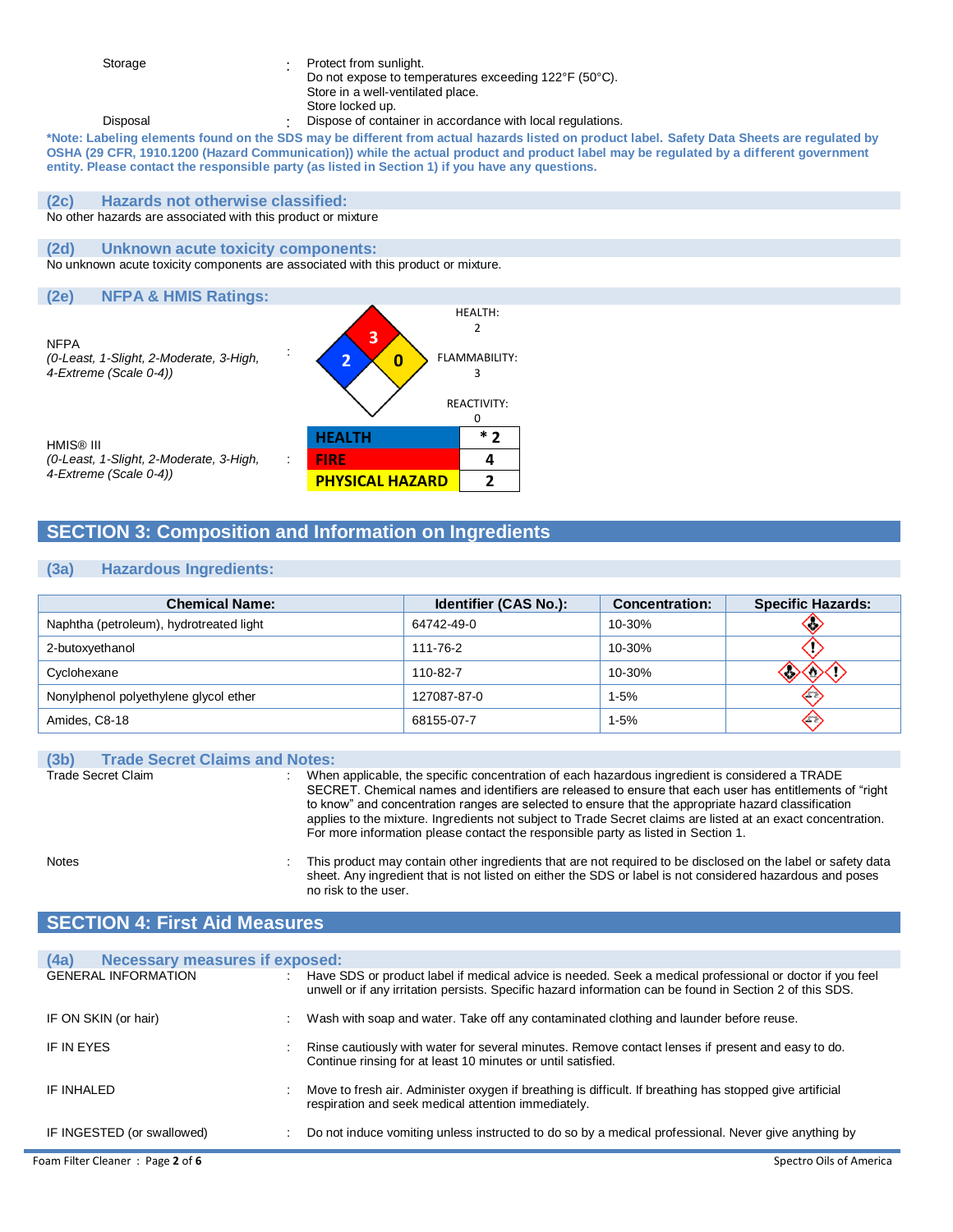| | | |
|---|---|---|
| Storage | : | Protect from sunlight.<br>Do not expose to temperatures exceeding 122°F (50°C).<br>Store in a well-ventilated place.<br>Store locked up. |
| Disposal | : | Dispose of container in accordance with local regulations. |

***Note: Labeling elements found on the SDS may be different from actual hazards listed on product label. Safety Data Sheets are regulated by OSHA (29 CFR, 1910.1200 (Hazard Communication)) while the actual product and product label may be regulated by a different government entity. Please contact the responsible party (as listed in Section 1) if you have any questions.**

### (2c) Hazards not otherwise classified:

No other hazards are associated with this product or mixture

### (2d) Unknown acute toxicity components:

No unknown acute toxicity components are associated with this product or mixture.

### (2e) NFPA & HMIS Ratings:

NFPA
*(0-Least, 1-Slight, 2-Moderate, 3-High, 4-Extreme (Scale 0-4))* :

HEALTH: 2
FLAMMABILITY: 3
REACTIVITY: 0

HMIS® III
*(0-Least, 1-Slight, 2-Moderate, 3-High, 4-Extreme (Scale 0-4))* :

| HEALTH | * 2 |
|---|---|
| FIRE | 4 |
| PHYSICAL HAZARD | 2 |

## SECTION 3: Composition and Information on Ingredients

### (3a) Hazardous Ingredients:

| Chemical Name: | Identifier (CAS No.): | Concentration: | Specific Hazards: |
|---|---|---|---|
| Naphtha (petroleum), hydrotreated light | 64742-49-0 | 10-30% | |
| 2-butoxyethanol | 111-76-2 | 10-30% | |
| Cyclohexane | 110-82-7 | 10-30% | |
| Nonylphenol polyethylene glycol ether | 127087-87-0 | 1-5% | |
| Amides, C8-18 | 68155-07-7 | 1-5% | |

### (3b) Trade Secret Claims and Notes:

| | | |
|---|---|---|
| Trade Secret Claim | : | When applicable, the specific concentration of each hazardous ingredient is considered a TRADE SECRET. Chemical names and identifiers are released to ensure that each user has entitlements of "right to know" and concentration ranges are selected to ensure that the appropriate hazard classification applies to the mixture. Ingredients not subject to Trade Secret claims are listed at an exact concentration. For more information please contact the responsible party as listed in Section 1. |
| Notes | : | This product may contain other ingredients that are not required to be disclosed on the label or safety data sheet. Any ingredient that is not listed on either the SDS or label is not considered hazardous and poses no risk to the user. |

## SECTION 4: First Aid Measures

### (4a) Necessary measures if exposed:

| | | |
|---|---|---|
| GENERAL INFORMATION | : | Have SDS or product label if medical advice is needed. Seek a medical professional or doctor if you feel unwell or if any irritation persists. Specific hazard information can be found in Section 2 of this SDS. |
| IF ON SKIN (or hair) | : | Wash with soap and water. Take off any contaminated clothing and launder before reuse. |
| IF IN EYES | : | Rinse cautiously with water for several minutes. Remove contact lenses if present and easy to do. Continue rinsing for at least 10 minutes or until satisfied. |
| IF INHALED | : | Move to fresh air. Administer oxygen if breathing is difficult. If breathing has stopped give artificial respiration and seek medical attention immediately. |
| IF INGESTED (or swallowed) | : | Do not induce vomiting unless instructed to do so by a medical professional. Never give anything by |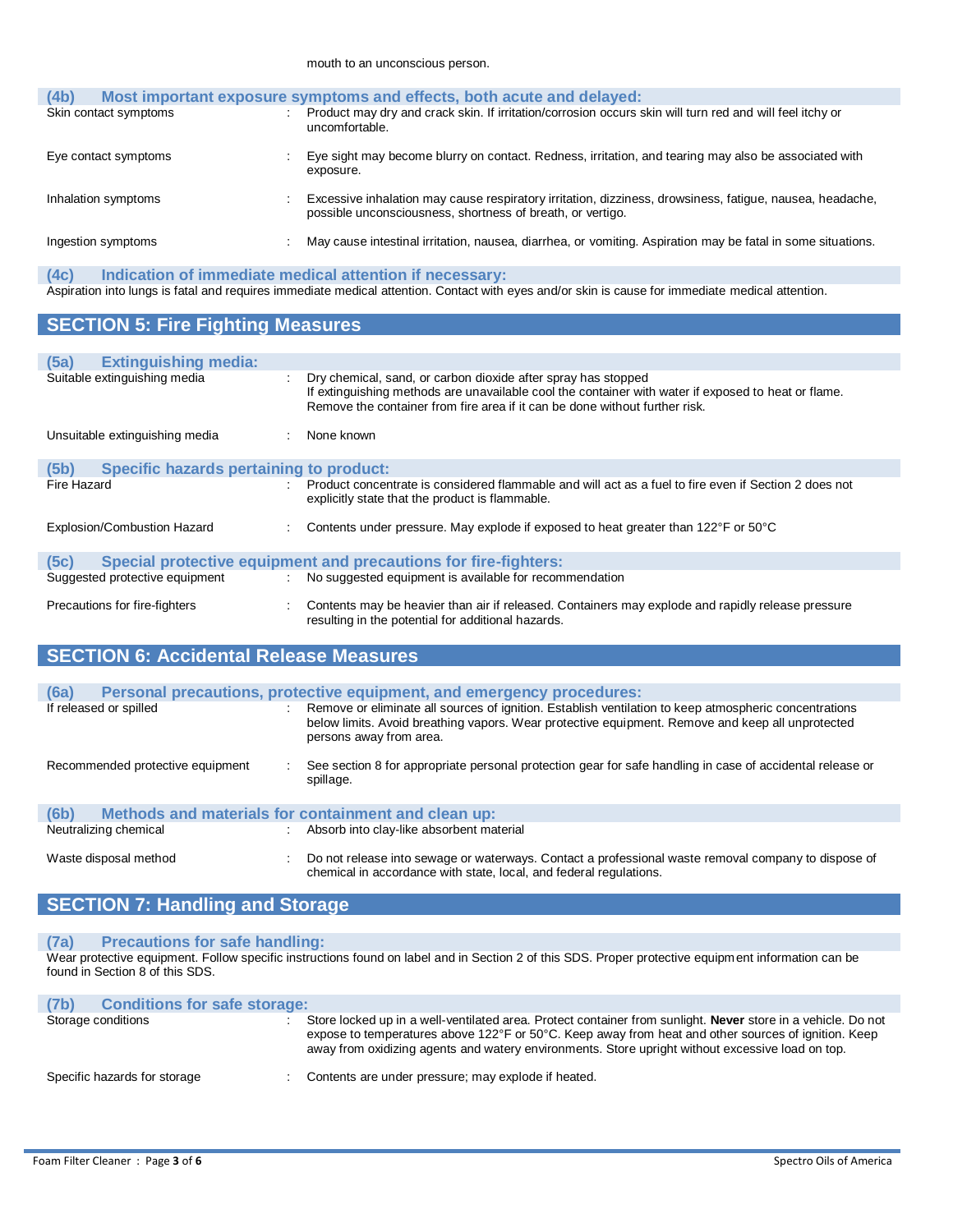mouth to an unconscious person.

### (4b) Most important exposure symptoms and effects, both acute and delayed:

| | | |
|---|---|---|
| Skin contact symptoms | : | Product may dry and crack skin. If irritation/corrosion occurs skin will turn red and will feel itchy or uncomfortable. |
| Eye contact symptoms | : | Eye sight may become blurry on contact. Redness, irritation, and tearing may also be associated with exposure. |
| Inhalation symptoms | : | Excessive inhalation may cause respiratory irritation, dizziness, drowsiness, fatigue, nausea, headache, possible unconsciousness, shortness of breath, or vertigo. |
| Ingestion symptoms | : | May cause intestinal irritation, nausea, diarrhea, or vomiting. Aspiration may be fatal in some situations. |

### (4c) Indication of immediate medical attention if necessary:

Aspiration into lungs is fatal and requires immediate medical attention. Contact with eyes and/or skin is cause for immediate medical attention.

## SECTION 5: Fire Fighting Measures

### (5a) Extinguishing media:

| | | |
|---|---|---|
| Suitable extinguishing media | : | Dry chemical, sand, or carbon dioxide after spray has stopped<br>If extinguishing methods are unavailable cool the container with water if exposed to heat or flame. Remove the container from fire area if it can be done without further risk. |
| Unsuitable extinguishing media | : | None known |

### (5b) Specific hazards pertaining to product:

| | | |
|---|---|---|
| Fire Hazard | : | Product concentrate is considered flammable and will act as a fuel to fire even if Section 2 does not explicitly state that the product is flammable. |
| Explosion/Combustion Hazard | : | Contents under pressure. May explode if exposed to heat greater than 122°F or 50°C |

### (5c) Special protective equipment and precautions for fire-fighters:

| | | |
|---|---|---|
| Suggested protective equipment | : | No suggested equipment is available for recommendation |
| Precautions for fire-fighters | : | Contents may be heavier than air if released. Containers may explode and rapidly release pressure resulting in the potential for additional hazards. |

## SECTION 6: Accidental Release Measures

### (6a) Personal precautions, protective equipment, and emergency procedures:

| | | |
|---|---|---|
| If released or spilled | : | Remove or eliminate all sources of ignition. Establish ventilation to keep atmospheric concentrations below limits. Avoid breathing vapors. Wear protective equipment. Remove and keep all unprotected persons away from area. |
| Recommended protective equipment | : | See section 8 for appropriate personal protection gear for safe handling in case of accidental release or spillage. |

### (6b) Methods and materials for containment and clean up:

| | | |
|---|---|---|
| Neutralizing chemical | : | Absorb into clay-like absorbent material |
| Waste disposal method | : | Do not release into sewage or waterways. Contact a professional waste removal company to dispose of chemical in accordance with state, local, and federal regulations. |

## SECTION 7: Handling and Storage

### (7a) Precautions for safe handling:

Wear protective equipment. Follow specific instructions found on label and in Section 2 of this SDS. Proper protective equipment information can be found in Section 8 of this SDS.

### (7b) Conditions for safe storage:

| | | |
|---|---|---|
| Storage conditions | : | Store locked up in a well-ventilated area. Protect container from sunlight. **Never** store in a vehicle. Do not expose to temperatures above 122°F or 50°C. Keep away from heat and other sources of ignition. Keep away from oxidizing agents and watery environments. Store upright without excessive load on top. |
| Specific hazards for storage | : | Contents are under pressure; may explode if heated. |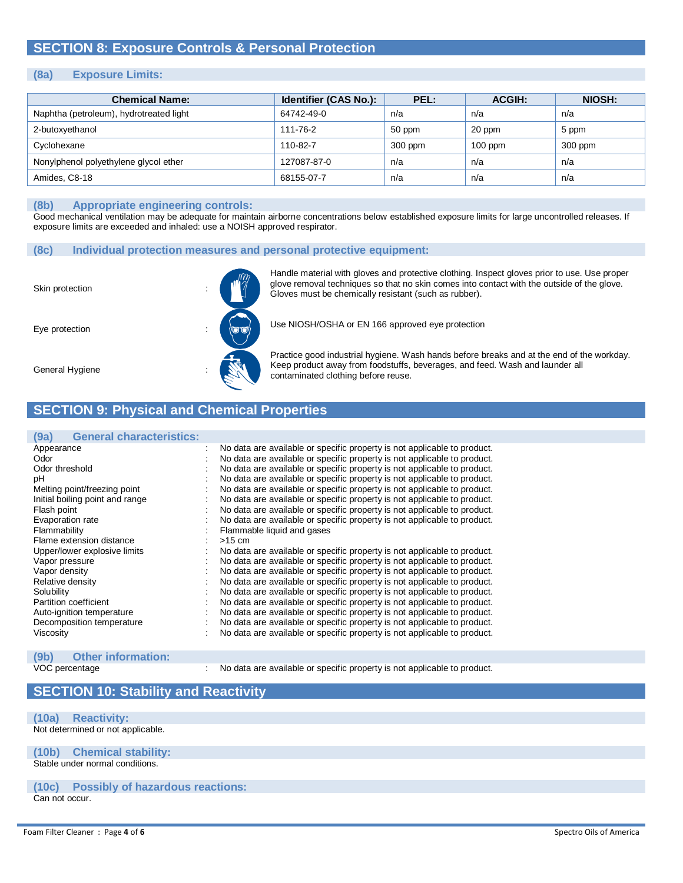## SECTION 8: Exposure Controls & Personal Protection

### (8a) Exposure Limits:

| Chemical Name: | Identifier (CAS No.): | PEL: | ACGIH: | NIOSH: |
|---|---|---|---|---|
| Naphtha (petroleum), hydrotreated light | 64742-49-0 | n/a | n/a | n/a |
| 2-butoxyethanol | 111-76-2 | 50 ppm | 20 ppm | 5 ppm |
| Cyclohexane | 110-82-7 | 300 ppm | 100 ppm | 300 ppm |
| Nonylphenol polyethylene glycol ether | 127087-87-0 | n/a | n/a | n/a |
| Amides, C8-18 | 68155-07-7 | n/a | n/a | n/a |

### (8b) Appropriate engineering controls:

Good mechanical ventilation may be adequate for maintain airborne concentrations below established exposure limits for large uncontrolled releases. If exposure limits are exceeded and inhaled: use a NOISH approved respirator.

### (8c) Individual protection measures and personal protective equipment:

Skin protection : Handle material with gloves and protective clothing. Inspect gloves prior to use. Use proper glove removal techniques so that no skin comes into contact with the outside of the glove. Gloves must be chemically resistant (such as rubber).

Eye protection : Use NIOSH/OSHA or EN 166 approved eye protection

General Hygiene : Practice good industrial hygiene. Wash hands before breaks and at the end of the workday. Keep product away from foodstuffs, beverages, and feed. Wash and launder all contaminated clothing before reuse.

## SECTION 9: Physical and Chemical Properties

### (9a) General characteristics:

- Appearance : No data are available or specific property is not applicable to product.
- Odor : No data are available or specific property is not applicable to product.
- Odor threshold : No data are available or specific property is not applicable to product.
- pH : No data are available or specific property is not applicable to product.
- Melting point/freezing point : No data are available or specific property is not applicable to product.
- Initial boiling point and range : No data are available or specific property is not applicable to product.
- Flash point : No data are available or specific property is not applicable to product.
- Evaporation rate : No data are available or specific property is not applicable to product.
- Flammability : Flammable liquid and gases
- Flame extension distance : >15 cm
- Upper/lower explosive limits : No data are available or specific property is not applicable to product.
- Vapor pressure : No data are available or specific property is not applicable to product.
- Vapor density : No data are available or specific property is not applicable to product.
- Relative density : No data are available or specific property is not applicable to product.
- Solubility : No data are available or specific property is not applicable to product.
- Partition coefficient : No data are available or specific property is not applicable to product.
- Auto-ignition temperature : No data are available or specific property is not applicable to product.
- Decomposition temperature : No data are available or specific property is not applicable to product.
- Viscosity : No data are available or specific property is not applicable to product.

### (9b) Other information:

- VOC percentage : No data are available or specific property is not applicable to product.

## SECTION 10: Stability and Reactivity

### (10a) Reactivity:

Not determined or not applicable.

### (10b) Chemical stability:

Stable under normal conditions.

### (10c) Possibly of hazardous reactions:

Can not occur.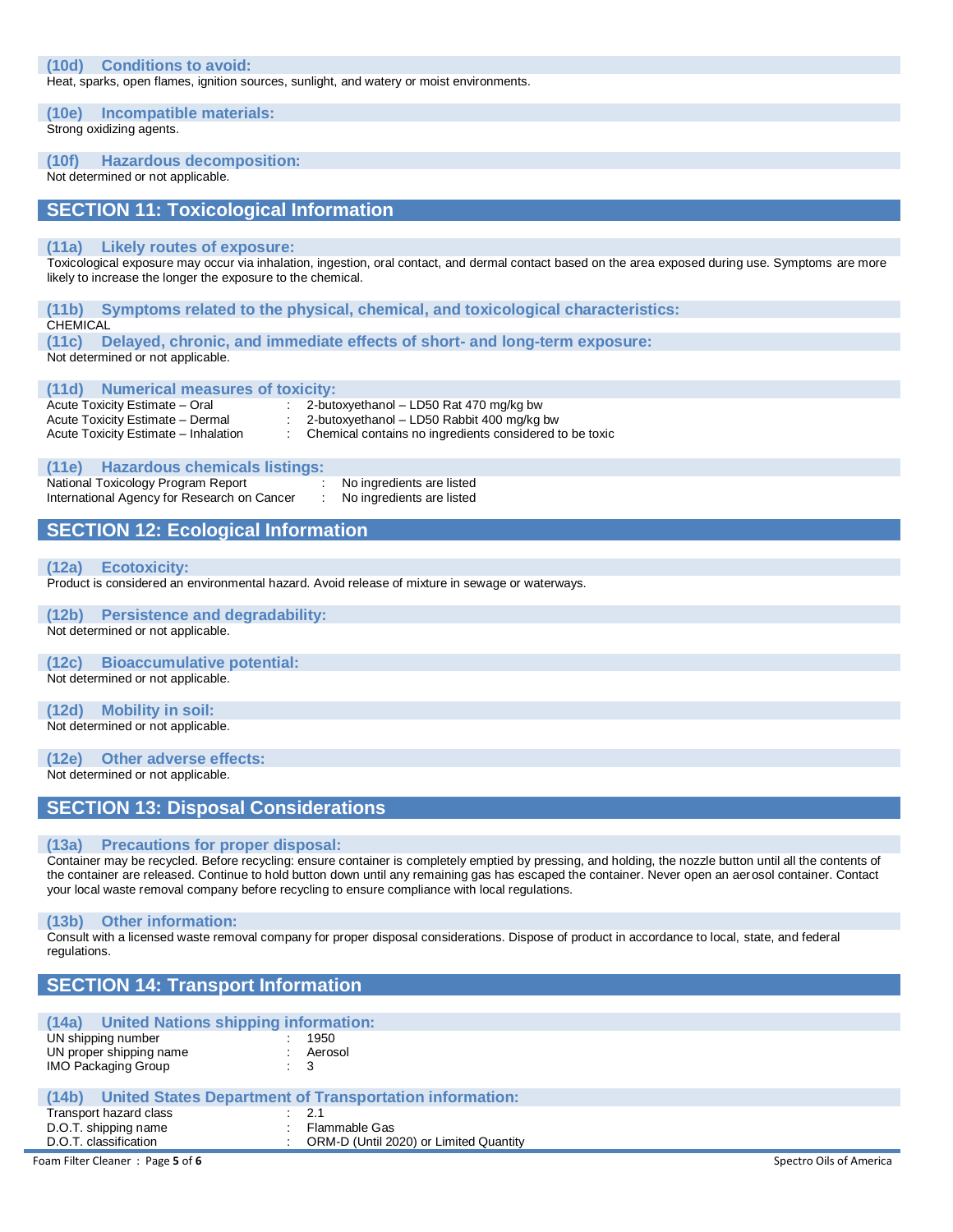### (10d) Conditions to avoid:

Heat, sparks, open flames, ignition sources, sunlight, and watery or moist environments.

### (10e) Incompatible materials:

Strong oxidizing agents.

### (10f) Hazardous decomposition:

Not determined or not applicable.

## SECTION 11: Toxicological Information

### (11a) Likely routes of exposure:

Toxicological exposure may occur via inhalation, ingestion, oral contact, and dermal contact based on the area exposed during use. Symptoms are more likely to increase the longer the exposure to the chemical.

### (11b) Symptoms related to the physical, chemical, and toxicological characteristics:

CHEMICAL

### (11c) Delayed, chronic, and immediate effects of short- and long-term exposure:

Not determined or not applicable.

### (11d) Numerical measures of toxicity:

| | | |
|---|---|---|
| Acute Toxicity Estimate – Oral | : | 2-butoxyethanol – LD50 Rat 470 mg/kg bw |
| Acute Toxicity Estimate – Dermal | : | 2-butoxyethanol – LD50 Rabbit 400 mg/kg bw |
| Acute Toxicity Estimate – Inhalation | : | Chemical contains no ingredients considered to be toxic |

### (11e) Hazardous chemicals listings:

| | | |
|---|---|---|
| National Toxicology Program Report | : | No ingredients are listed |
| International Agency for Research on Cancer | : | No ingredients are listed |

## SECTION 12: Ecological Information

### (12a) Ecotoxicity:

Product is considered an environmental hazard. Avoid release of mixture in sewage or waterways.

### (12b) Persistence and degradability:

Not determined or not applicable.

### (12c) Bioaccumulative potential:

Not determined or not applicable.

### (12d) Mobility in soil:

Not determined or not applicable.

### (12e) Other adverse effects:

Not determined or not applicable.

## SECTION 13: Disposal Considerations

### (13a) Precautions for proper disposal:

Container may be recycled. Before recycling: ensure container is completely emptied by pressing, and holding, the nozzle button until all the contents of the container are released. Continue to hold button down until any remaining gas has escaped the container. Never open an aerosol container. Contact your local waste removal company before recycling to ensure compliance with local regulations.

### (13b) Other information:

Consult with a licensed waste removal company for proper disposal considerations. Dispose of product in accordance to local, state, and federal regulations.

## SECTION 14: Transport Information

### (14a) United Nations shipping information:

| | | |
|---|---|---|
| UN shipping number | : | 1950 |
| UN proper shipping name | : | Aerosol |
| IMO Packaging Group | : | 3 |

### (14b) United States Department of Transportation information:

| | | |
|---|---|---|
| Transport hazard class | : | 2.1 |
| D.O.T. shipping name | : | Flammable Gas |
| D.O.T. classification | : | ORM-D (Until 2020) or Limited Quantity |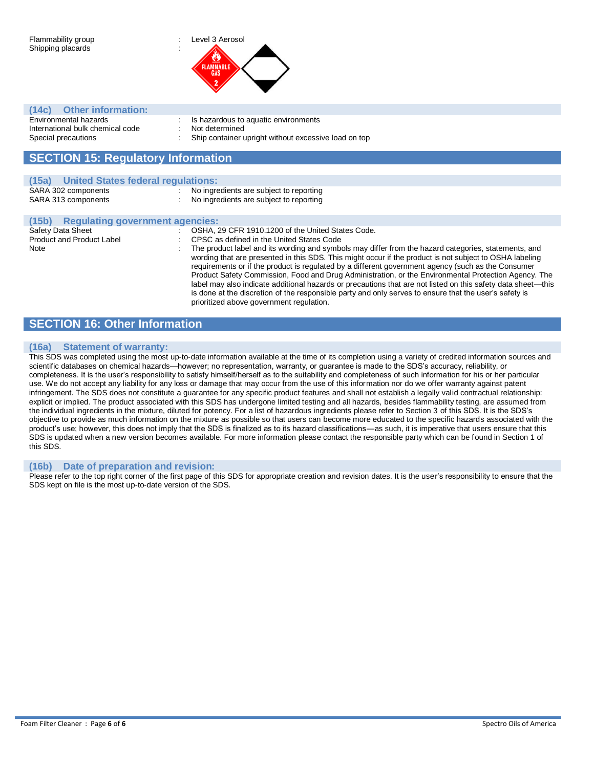| | | |
|---|---|---|
| Flammability group | : | Level 3 Aerosol |
| Shipping placards | : | |

### (14c) Other information:

| | | |
|---|---|---|
| Environmental hazards | : | Is hazardous to aquatic environments |
| International bulk chemical code | : | Not determined |
| Special precautions | : | Ship container upright without excessive load on top |

## SECTION 15: Regulatory Information

### (15a) United States federal regulations:

| | | |
|---|---|---|
| SARA 302 components | : | No ingredients are subject to reporting |
| SARA 313 components | : | No ingredients are subject to reporting |

### (15b) Regulating government agencies:

| | | |
|---|---|---|
| Safety Data Sheet | : | OSHA, 29 CFR 1910.1200 of the United States Code. |
| Product and Product Label | : | CPSC as defined in the United States Code |
| Note | : | The product label and its wording and symbols may differ from the hazard categories, statements, and wording that are presented in this SDS. This might occur if the product is not subject to OSHA labeling requirements or if the product is regulated by a different government agency (such as the Consumer Product Safety Commission, Food and Drug Administration, or the Environmental Protection Agency. The label may also indicate additional hazards or precautions that are not listed on this safety data sheet—this is done at the discretion of the responsible party and only serves to ensure that the user's safety is prioritized above government regulation. |

## SECTION 16: Other Information

### (16a) Statement of warranty:

This SDS was completed using the most up-to-date information available at the time of its completion using a variety of credited information sources and scientific databases on chemical hazards—however; no representation, warranty, or guarantee is made to the SDS's accuracy, reliability, or completeness. It is the user's responsibility to satisfy himself/herself as to the suitability and completeness of such information for his or her particular use. We do not accept any liability for any loss or damage that may occur from the use of this information nor do we offer warranty against patent infringement. The SDS does not constitute a guarantee for any specific product features and shall not establish a legally valid contractual relationship: explicit or implied. The product associated with this SDS has undergone limited testing and all hazards, besides flammability testing, are assumed from the individual ingredients in the mixture, diluted for potency. For a list of hazardous ingredients please refer to Section 3 of this SDS. It is the SDS's objective to provide as much information on the mixture as possible so that users can become more educated to the specific hazards associated with the product's use; however, this does not imply that the SDS is finalized as to its hazard classifications—as such, it is imperative that users ensure that this SDS is updated when a new version becomes available. For more information please contact the responsible party which can be found in Section 1 of this SDS.

### (16b) Date of preparation and revision:

Please refer to the top right corner of the first page of this SDS for appropriate creation and revision dates. It is the user's responsibility to ensure that the SDS kept on file is the most up-to-date version of the SDS.